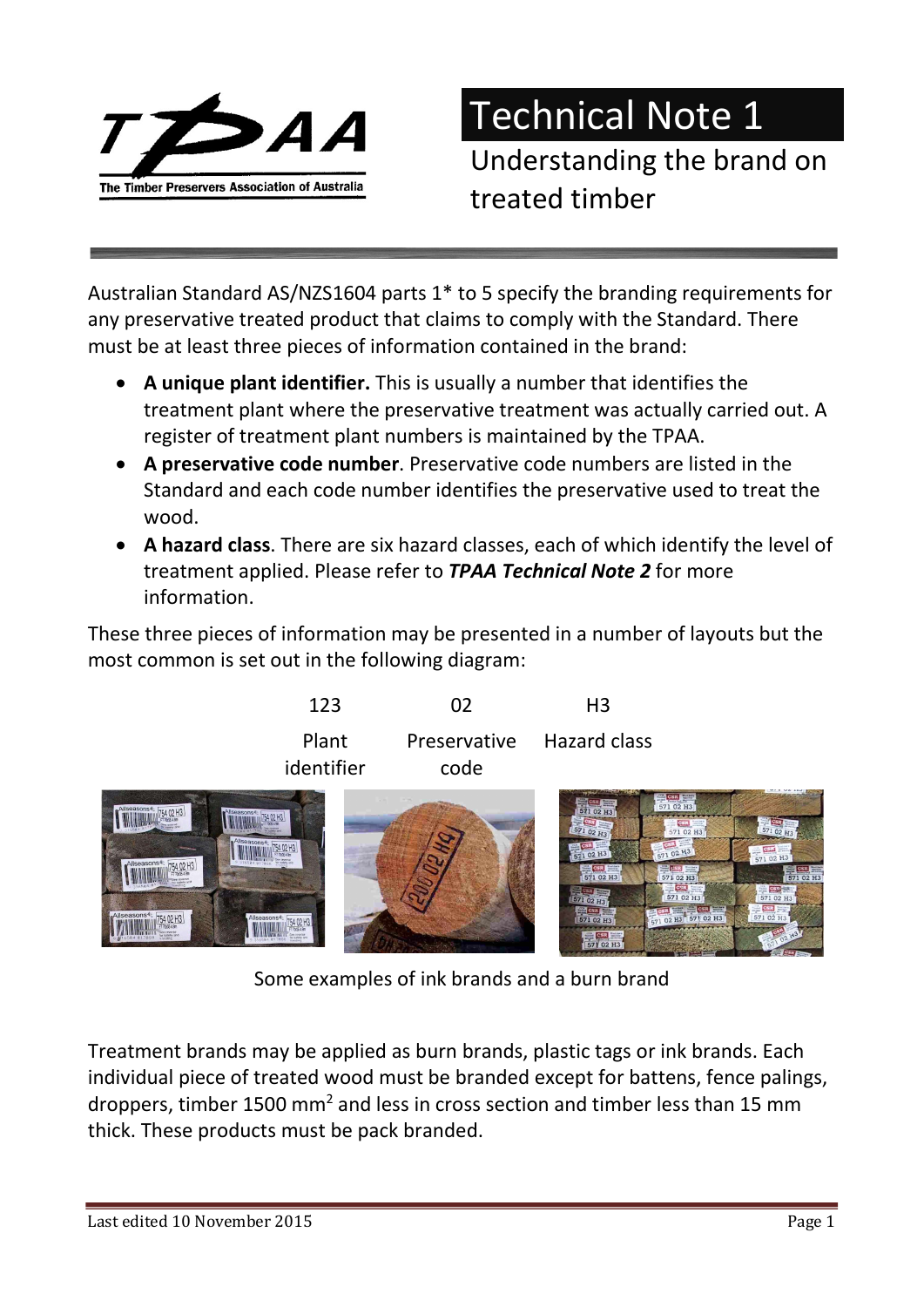# Technical Note 1

## Understanding the brand on treated timber

Australian Standard AS/NZS1604 parts 1* to 5 specify the branding requirements for any preservative treated product that claims to comply with the Standard. There must be at least three pieces of information contained in the brand:

- **A unique plant identifier.** This is usually a number that identifies the treatment plant where the preservative treatment was actually carried out. A register of treatment plant numbers is maintained by the TPAA.
- **A preservative code number**. Preservative code numbers are listed in the Standard and each code number identifies the preservative used to treat the wood.
- **A hazard class**. There are six hazard classes, each of which identify the level of treatment applied. Please refer to ***TPAA Technical Note 2*** for more information.

These three pieces of information may be presented in a number of layouts but the most common is set out in the following diagram:

| 123 | 02 | H3 |
|---|---|---|
| Plant identifier | Preservative code | Hazard class |

Some examples of ink brands and a burn brand

Treatment brands may be applied as burn brands, plastic tags or ink brands. Each individual piece of treated wood must be branded except for battens, fence palings, droppers, timber 1500 mm$^2$ and less in cross section and timber less than 15 mm thick. These products must be pack branded.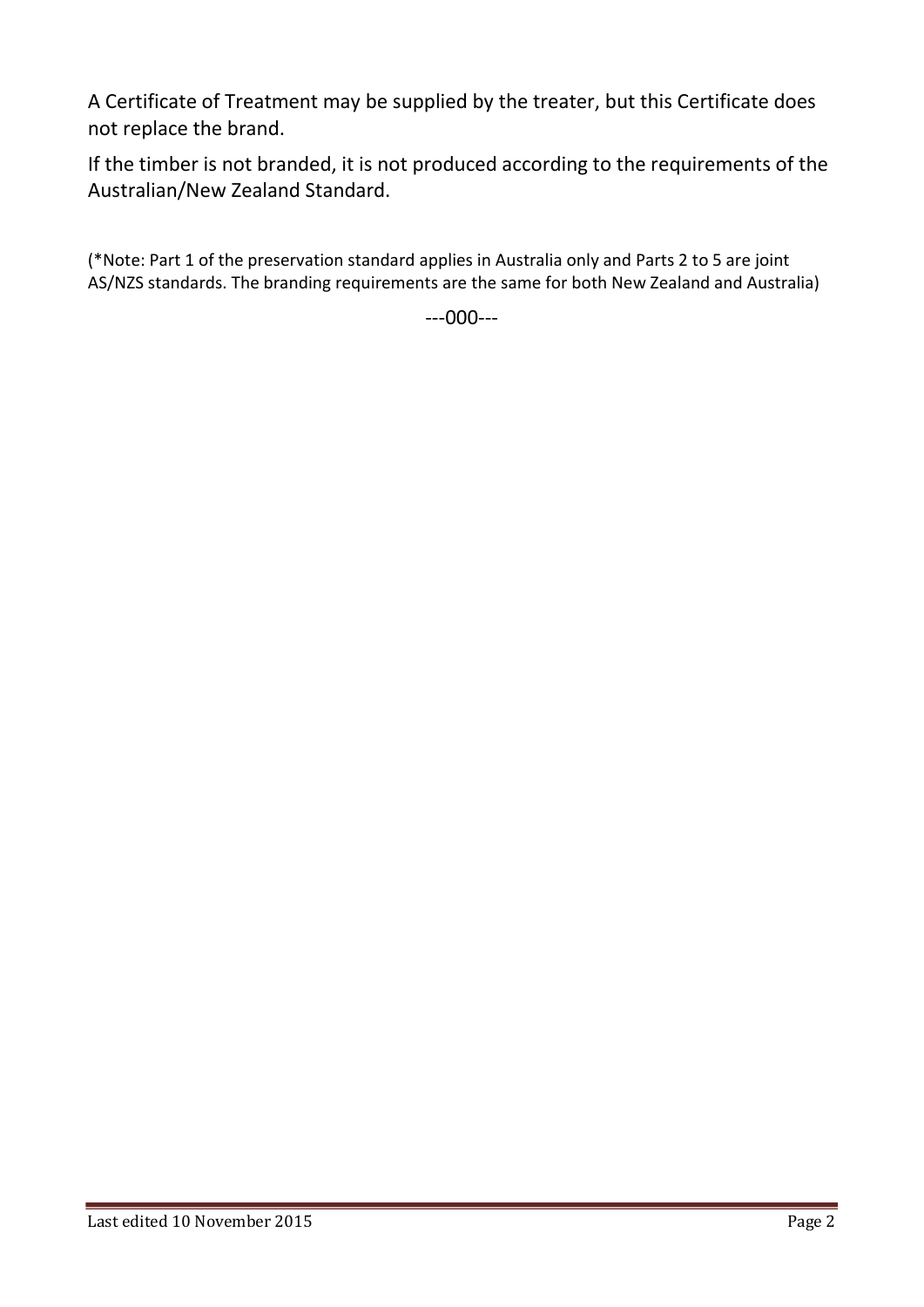A Certificate of Treatment may be supplied by the treater, but this Certificate does not replace the brand.

If the timber is not branded, it is not produced according to the requirements of the Australian/New Zealand Standard.

(*Note: Part 1 of the preservation standard applies in Australia only and Parts 2 to 5 are joint AS/NZS standards. The branding requirements are the same for both New Zealand and Australia)

---000---